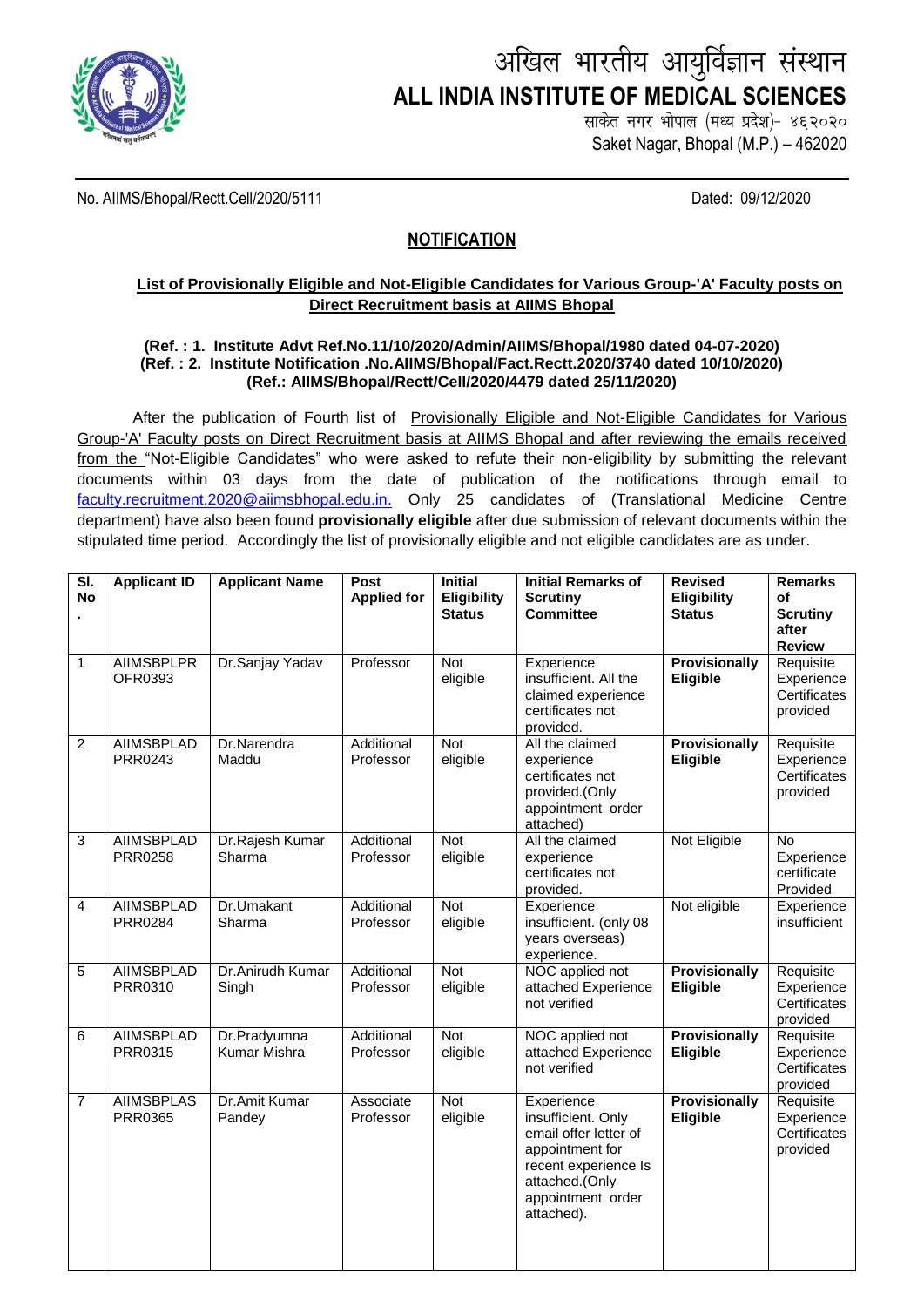# अखिल भारतीय आयुर्विज्ञान संस्थान
# ALL INDIA INSTITUTE OF MEDICAL SCIENCES

साकेत नगर भोपाल (मध्य प्रदेश)- ४६२०२०
Saket Nagar, Bhopal (M.P.) – 462020

No. AIIMS/Bhopal/Rectt.Cell/2020/5111 Dated: 09/12/2020

## NOTIFICATION

**List of Provisionally Eligible and Not-Eligible Candidates for Various Group-'A' Faculty posts on Direct Recruitment basis at AIIMS Bhopal**

**(Ref. : 1. Institute Advt Ref.No.11/10/2020/Admin/AIIMS/Bhopal/1980 dated 04-07-2020)**
**(Ref. : 2. Institute Notification .No.AIIMS/Bhopal/Fact.Rectt.2020/3740 dated 10/10/2020)**
**(Ref.: AIIMS/Bhopal/Rectt/Cell/2020/4479 dated 25/11/2020)**

After the publication of Fourth list of Provisionally Eligible and Not-Eligible Candidates for Various Group-'A' Faculty posts on Direct Recruitment basis at AIIMS Bhopal and after reviewing the emails received from the "Not-Eligible Candidates" who were asked to refute their non-eligibility by submitting the relevant documents within 03 days from the date of publication of the notifications through email to faculty.recruitment.2020@aiimsbhopal.edu.in. Only 25 candidates of (Translational Medicine Centre department) have also been found **provisionally eligible** after due submission of relevant documents within the stipulated time period. Accordingly the list of provisionally eligible and not eligible candidates are as under.

| Sl. No. | Applicant ID | Applicant Name | Post Applied for | Initial Eligibility Status | Initial Remarks of Scrutiny Committee | Revised Eligibility Status | Remarks of Scrutiny after Review |
|---|---|---|---|---|---|---|---|
| 1 | AIIMSBPLPROFR0393 | Dr.Sanjay Yadav | Professor | Not eligible | Experience insufficient. All the claimed experience certificates not provided. | **Provisionally Eligible** | Requisite Experience Certificates provided |
| 2 | AIIMSBPLADPRR0243 | Dr.Narendra Maddu | Additional Professor | Not eligible | All the claimed experience certificates not provided.(Only appointment order attached) | **Provisionally Eligible** | Requisite Experience Certificates provided |
| 3 | AIIMSBPLADPRR0258 | Dr.Rajesh Kumar Sharma | Additional Professor | Not eligible | All the claimed experience certificates not provided. | Not Eligible | No Experience certificate Provided |
| 4 | AIIMSBPLADPRR0284 | Dr.Umakant Sharma | Additional Professor | Not eligible | Experience insufficient. (only 08 years overseas) experience. | Not eligible | Experience insufficient |
| 5 | AIIMSBPLADPRR0310 | Dr.Anirudh Kumar Singh | Additional Professor | Not eligible | NOC applied not attached Experience not verified | **Provisionally Eligible** | Requisite Experience Certificates provided |
| 6 | AIIMSBPLADPRR0315 | Dr.Pradyumna Kumar Mishra | Additional Professor | Not eligible | NOC applied not attached Experience not verified | **Provisionally Eligible** | Requisite Experience Certificates provided |
| 7 | AIIMSBPLASPRR0365 | Dr.Amit Kumar Pandey | Associate Professor | Not eligible | Experience insufficient. Only email offer letter of appointment for recent experience Is attached.(Only appointment order attached). | **Provisionally Eligible** | Requisite Experience Certificates provided |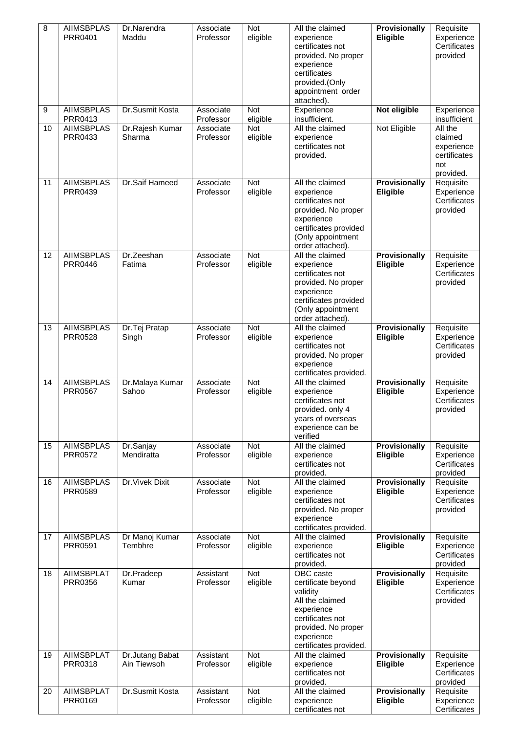| 8 | AIIMSBPLAS PRR0401 | Dr.Narendra Maddu | Associate Professor | Not eligible | All the claimed experience certificates not provided. No proper experience certificates provided.(Only appointment order attached). | **Provisionally Eligible** | Requisite Experience Certificates provided |
|---|---|---|---|---|---|---|---|
| 9 | AIIMSBPLAS PRR0413 | Dr.Susmit Kosta | Associate Professor | Not eligible | Experience insufficient. | **Not eligible** | Experience insufficient |
| 10 | AIIMSBPLAS PRR0433 | Dr.Rajesh Kumar Sharma | Associate Professor | Not eligible | All the claimed experience certificates not provided. | Not Eligible | All the claimed experience certificates not provided. |
| 11 | AIIMSBPLAS PRR0439 | Dr.Saif Hameed | Associate Professor | Not eligible | All the claimed experience certificates not provided. No proper experience certificates provided (Only appointment order attached). | **Provisionally Eligible** | Requisite Experience Certificates provided |
| 12 | AIIMSBPLAS PRR0446 | Dr.Zeeshan Fatima | Associate Professor | Not eligible | All the claimed experience certificates not provided. No proper experience certificates provided (Only appointment order attached). | **Provisionally Eligible** | Requisite Experience Certificates provided |
| 13 | AIIMSBPLAS PRR0528 | Dr.Tej Pratap Singh | Associate Professor | Not eligible | All the claimed experience certificates not provided. No proper experience certificates provided. | **Provisionally Eligible** | Requisite Experience Certificates provided |
| 14 | AIIMSBPLAS PRR0567 | Dr.Malaya Kumar Sahoo | Associate Professor | Not eligible | All the claimed experience certificates not provided. only 4 years of overseas experience can be verified | **Provisionally Eligible** | Requisite Experience Certificates provided |
| 15 | AIIMSBPLAS PRR0572 | Dr.Sanjay Mendiratta | Associate Professor | Not eligible | All the claimed experience certificates not provided. | **Provisionally Eligible** | Requisite Experience Certificates provided |
| 16 | AIIMSBPLAS PRR0589 | Dr.Vivek Dixit | Associate Professor | Not eligible | All the claimed experience certificates not provided. No proper experience certificates provided. | **Provisionally Eligible** | Requisite Experience Certificates provided |
| 17 | AIIMSBPLAS PRR0591 | Dr Manoj Kumar Tembhre | Associate Professor | Not eligible | All the claimed experience certificates not provided. | **Provisionally Eligible** | Requisite Experience Certificates provided |
| 18 | AIIMSBPLAT PRR0356 | Dr.Pradeep Kumar | Assistant Professor | Not eligible | OBC caste certificate beyond validity All the claimed experience certificates not provided. No proper experience certificates provided. | **Provisionally Eligible** | Requisite Experience Certificates provided |
| 19 | AIIMSBPLAT PRR0318 | Dr.Jutang Babat Ain Tiewsoh | Assistant Professor | Not eligible | All the claimed experience certificates not provided. | **Provisionally Eligible** | Requisite Experience Certificates provided |
| 20 | AIIMSBPLAT PRR0169 | Dr.Susmit Kosta | Assistant Professor | Not eligible | All the claimed experience certificates not | **Provisionally Eligible** | Requisite Experience Certificates |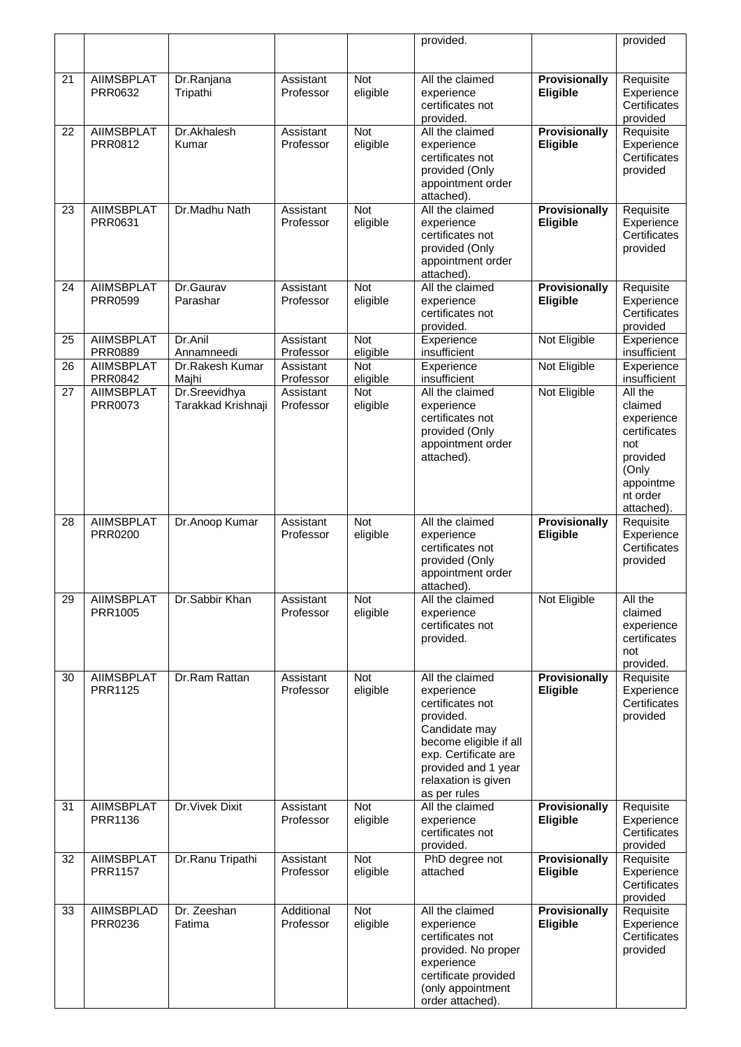| | | | | | provided. | | provided |
|---|---|---|---|---|---|---|---|
| 21 | AIIMSBPLAT PRR0632 | Dr.Ranjana Tripathi | Assistant Professor | Not eligible | All the claimed experience certificates not provided. | **Provisionally Eligible** | Requisite Experience Certificates provided |
| 22 | AIIMSBPLAT PRR0812 | Dr.Akhalesh Kumar | Assistant Professor | Not eligible | All the claimed experience certificates not provided (Only appointment order attached). | **Provisionally Eligible** | Requisite Experience Certificates provided |
| 23 | AIIMSBPLAT PRR0631 | Dr.Madhu Nath | Assistant Professor | Not eligible | All the claimed experience certificates not provided (Only appointment order attached). | **Provisionally Eligible** | Requisite Experience Certificates provided |
| 24 | AIIMSBPLAT PRR0599 | Dr.Gaurav Parashar | Assistant Professor | Not eligible | All the claimed experience certificates not provided. | **Provisionally Eligible** | Requisite Experience Certificates provided |
| 25 | AIIMSBPLAT PRR0889 | Dr.Anil Annamneedi | Assistant Professor | Not eligible | Experience insufficient | Not Eligible | Experience insufficient |
| 26 | AIIMSBPLAT PRR0842 | Dr.Rakesh Kumar Majhi | Assistant Professor | Not eligible | Experience insufficient | Not Eligible | Experience insufficient |
| 27 | AIIMSBPLAT PRR0073 | Dr.Sreevidhya Tarakkad Krishnaji | Assistant Professor | Not eligible | All the claimed experience certificates not provided (Only appointment order attached). | Not Eligible | All the claimed experience certificates not provided (Only appointment order attached). |
| 28 | AIIMSBPLAT PRR0200 | Dr.Anoop Kumar | Assistant Professor | Not eligible | All the claimed experience certificates not provided (Only appointment order attached). | **Provisionally Eligible** | Requisite Experience Certificates provided |
| 29 | AIIMSBPLAT PRR1005 | Dr.Sabbir Khan | Assistant Professor | Not eligible | All the claimed experience certificates not provided. | Not Eligible | All the claimed experience certificates not provided. |
| 30 | AIIMSBPLAT PRR1125 | Dr.Ram Rattan | Assistant Professor | Not eligible | All the claimed experience certificates not provided. Candidate may become eligible if all exp. Certificate are provided and 1 year relaxation is given as per rules | **Provisionally Eligible** | Requisite Experience Certificates provided |
| 31 | AIIMSBPLAT PRR1136 | Dr.Vivek Dixit | Assistant Professor | Not eligible | All the claimed experience certificates not provided. | **Provisionally Eligible** | Requisite Experience Certificates provided |
| 32 | AIIMSBPLAT PRR1157 | Dr.Ranu Tripathi | Assistant Professor | Not eligible | PhD degree not attached | **Provisionally Eligible** | Requisite Experience Certificates provided |
| 33 | AIIMSBPLAD PRR0236 | Dr. Zeeshan Fatima | Additional Professor | Not eligible | All the claimed experience certificates not provided. No proper experience certificate provided (only appointment order attached). | **Provisionally Eligible** | Requisite Experience Certificates provided |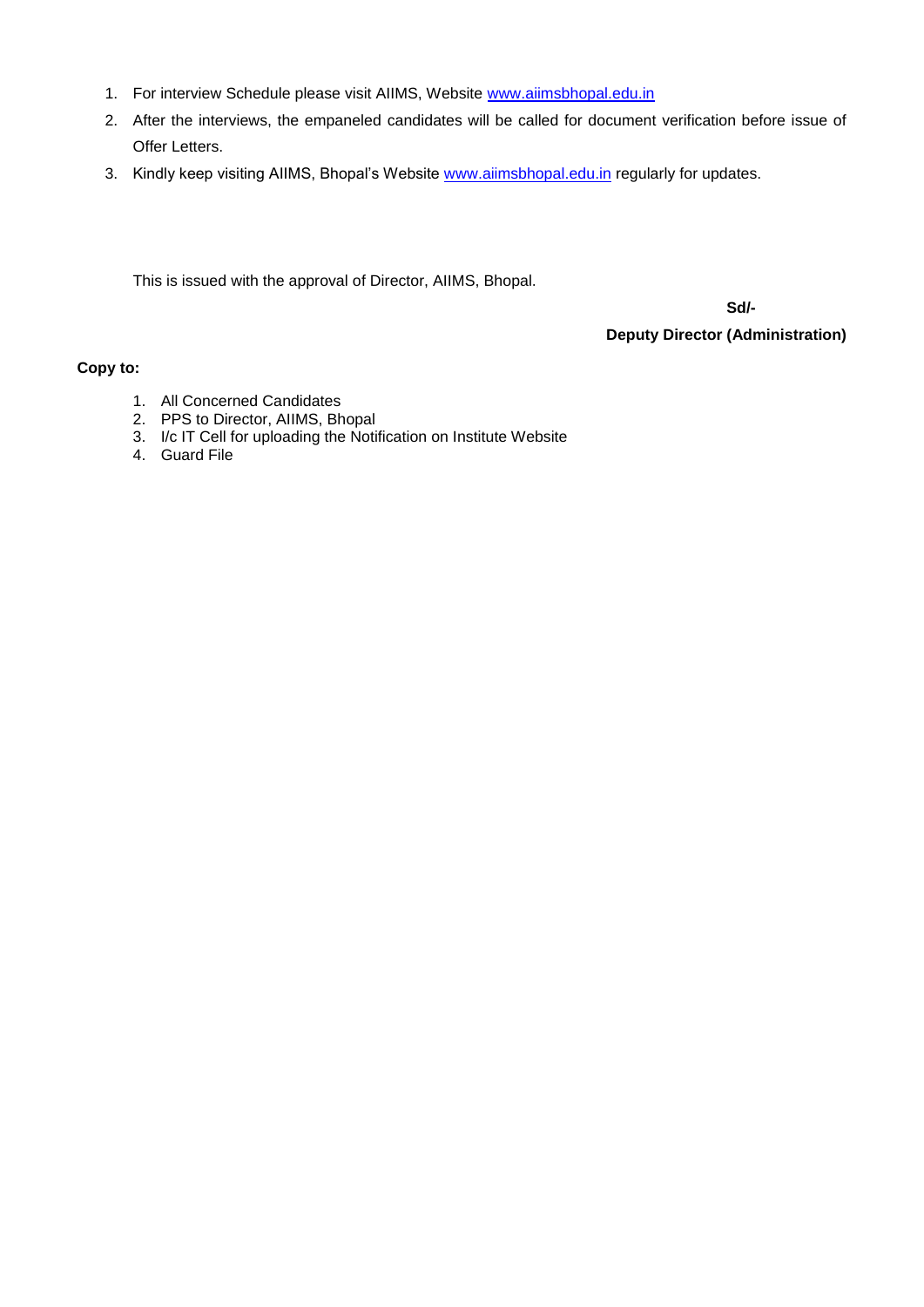1. For interview Schedule please visit AIIMS, Website www.aiimsbhopal.edu.in
2. After the interviews, the empaneled candidates will be called for document verification before issue of Offer Letters.
3. Kindly keep visiting AIIMS, Bhopal's Website www.aiimsbhopal.edu.in regularly for updates.

This is issued with the approval of Director, AIIMS, Bhopal.

**Sd/-**

**Deputy Director (Administration)**

**Copy to:**

1. All Concerned Candidates
2. PPS to Director, AIIMS, Bhopal
3. I/c IT Cell for uploading the Notification on Institute Website
4. Guard File